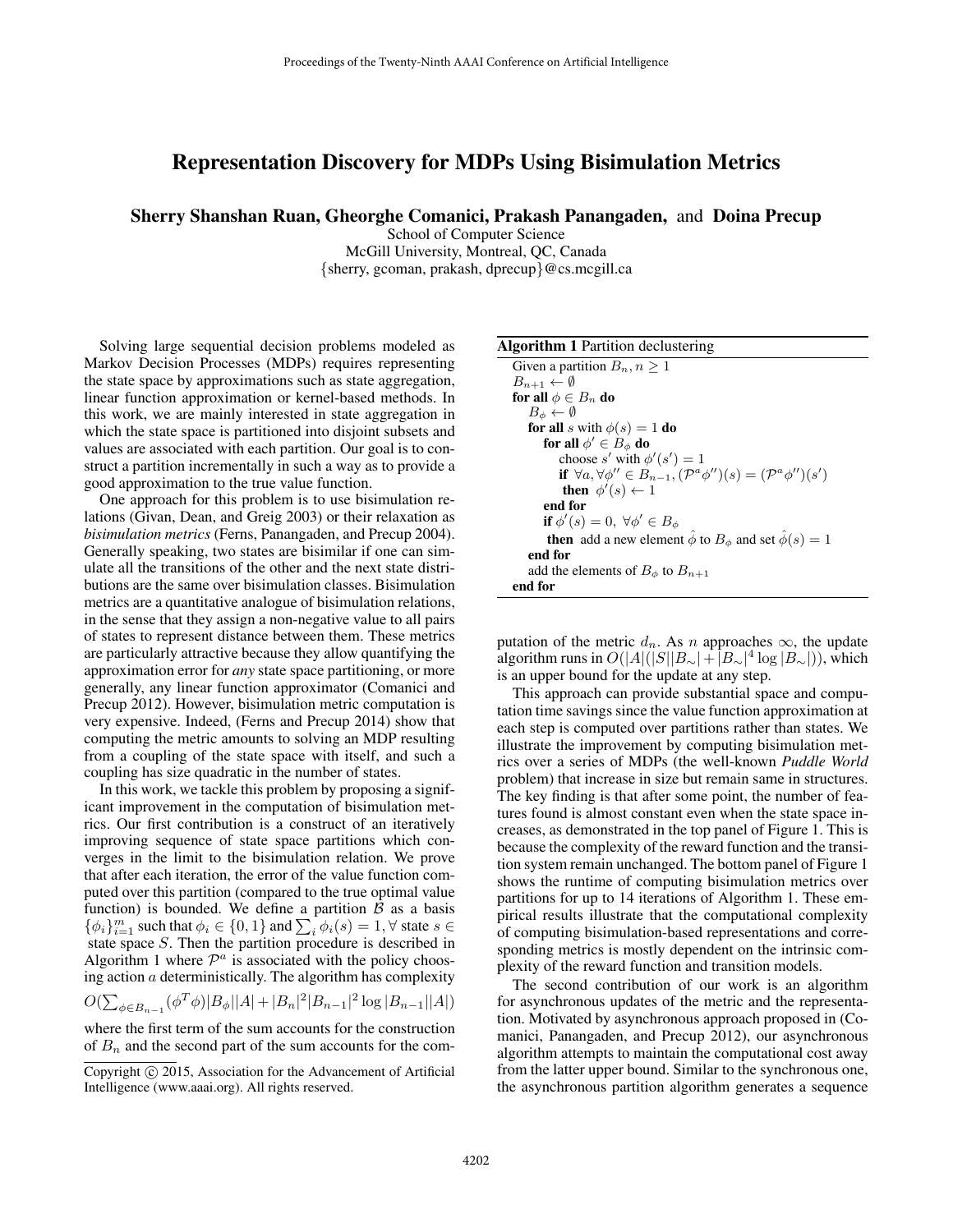# Representation Discovery for MDPs Using Bisimulation Metrics

**Sherry Shanshan Ruan, Gheorghe Comanici, Prakash Panangaden,** and **Doina Precup**

School of Computer Science
McGill University, Montreal, QC, Canada
{sherry, gcoman, prakash, dprecup}@cs.mcgill.ca

Solving large sequential decision problems modeled as Markov Decision Processes (MDPs) requires representing the state space by approximations such as state aggregation, linear function approximation or kernel-based methods. In this work, we are mainly interested in state aggregation in which the state space is partitioned into disjoint subsets and values are associated with each partition. Our goal is to construct a partition incrementally in such a way as to provide a good approximation to the true value function.

One approach for this problem is to use bisimulation relations (Givan, Dean, and Greig 2003) or their relaxation as *bisimulation metrics* (Ferns, Panangaden, and Precup 2004). Generally speaking, two states are bisimilar if one can simulate all the transitions of the other and the next state distributions are the same over bisimulation classes. Bisimulation metrics are a quantitative analogue of bisimulation relations, in the sense that they assign a non-negative value to all pairs of states to represent distance between them. These metrics are particularly attractive because they allow quantifying the approximation error for *any* state space partitioning, or more generally, any linear function approximator (Comanici and Precup 2012). However, bisimulation metric computation is very expensive. Indeed, (Ferns and Precup 2014) show that computing the metric amounts to solving an MDP resulting from a coupling of the state space with itself, and such a coupling has size quadratic in the number of states.

In this work, we tackle this problem by proposing a significant improvement in the computation of bisimulation metrics. Our first contribution is a construct of an iteratively improving sequence of state space partitions which converges in the limit to the bisimulation relation. We prove that after each iteration, the error of the value function computed over this partition (compared to the true optimal value function) is bounded. We define a partition $\mathcal{B}$ as a basis $\{\phi_i\}_{i=1}^m$ such that $\phi_i \in \{0, 1\}$ and $\sum_i \phi_i(s) = 1, \forall$ state $s \in$ state space $S$. Then the partition procedure is described in Algorithm 1 where $\mathcal{P}^a$ is associated with the policy choosing action $a$ deterministically. The algorithm has complexity $O(\sum_{\phi \in B_{n-1}} (\phi^T \phi)|B_\phi||A| + |B_n|^2|B_{n-1}|^2 \log |B_{n-1}||A|)$ where the first term of the sum accounts for the construction of $B_n$ and the second part of the sum accounts for the computation of the metric $d_n$. As $n$ approaches $\infty$, the update algorithm runs in $O(|A|(|S||B_\sim| + |B_\sim|^4 \log |B_\sim|))$, which is an upper bound for the update at any step.

**Algorithm 1** Partition declustering

```
Given a partition B_n, n ≥ 1
B_{n+1} ← ∅
for all φ ∈ B_n do
    B_φ ← ∅
    for all s with φ(s) = 1 do
        for all φ' ∈ B_φ do
            choose s' with φ'(s') = 1
            if ∀a, ∀φ'' ∈ B_{n-1}, (P^a φ'')(s) = (P^a φ'')(s')
             then φ'(s) ← 1
        end for
        if φ'(s) = 0, ∀φ' ∈ B_φ
         then add a new element φ̂ to B_φ and set φ̂(s) = 1
    end for
    add the elements of B_φ to B_{n+1}
end for
```

This approach can provide substantial space and computation time savings since the value function approximation at each step is computed over partitions rather than states. We illustrate the improvement by computing bisimulation metrics over a series of MDPs (the well-known *Puddle World* problem) that increase in size but remain same in structures. The key finding is that after some point, the number of features found is almost constant even when the state space increases, as demonstrated in the top panel of Figure 1. This is because the complexity of the reward function and the transition system remain unchanged. The bottom panel of Figure 1 shows the runtime of computing bisimulation metrics over partitions for up to 14 iterations of Algorithm 1. These empirical results illustrate that the computational complexity of computing bisimulation-based representations and corresponding metrics is mostly dependent on the intrinsic complexity of the reward function and transition models.

The second contribution of our work is an algorithm for asynchronous updates of the metric and the representation. Motivated by asynchronous approach proposed in (Comanici, Panangaden, and Precup 2012), our asynchronous algorithm attempts to maintain the computational cost away from the latter upper bound. Similar to the synchronous one, the asynchronous partition algorithm generates a sequence

Copyright © 2015, Association for the Advancement of Artificial Intelligence (www.aaai.org). All rights reserved.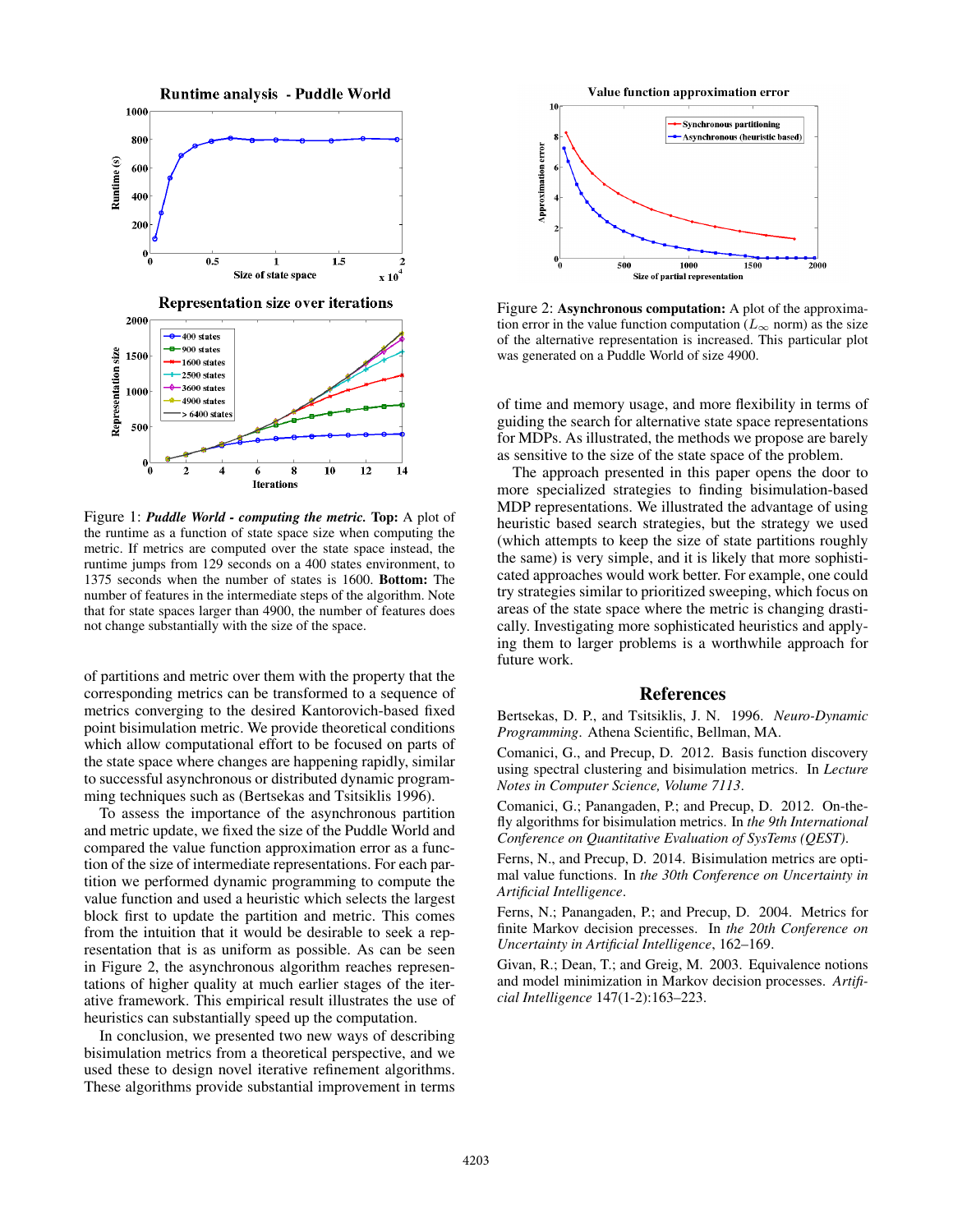Runtime analysis - Puddle World

Runtime (s)

Size of state space

x $10^4$

Representation size over iterations

Representation size

Iterations

400 states
900 states
1600 states
2500 states
3600 states
4900 states
> 6400 states

Figure 1: ***Puddle World - computing the metric.*** **Top:** A plot of the runtime as a function of state space size when computing the metric. If metrics are computed over the state space instead, the runtime jumps from 129 seconds on a 400 states environment, to 1375 seconds when the number of states is 1600. **Bottom:** The number of features in the intermediate steps of the algorithm. Note that for state spaces larger than 4900, the number of features does not change substantially with the size of the space.

Value function approximation error

Approximation error

Size of partial representation

Synchronous partitioning
Asynchronous (heuristic based)

Figure 2: **Asynchronous computation:** A plot of the approximation error in the value function computation ($L_\infty$ norm) as the size of the alternative representation is increased. This particular plot was generated on a Puddle World of size 4900.

of partitions and metric over them with the property that the corresponding metrics can be transformed to a sequence of metrics converging to the desired Kantorovich-based fixed point bisimulation metric. We provide theoretical conditions which allow computational effort to be focused on parts of the state space where changes are happening rapidly, similar to successful asynchronous or distributed dynamic programming techniques such as (Bertsekas and Tsitsiklis 1996).

To assess the importance of the asynchronous partition and metric update, we fixed the size of the Puddle World and compared the value function approximation error as a function of the size of intermediate representations. For each partition we performed dynamic programming to compute the value function and used a heuristic which selects the largest block first to update the partition and metric. This comes from the intuition that it would be desirable to seek a representation that is as uniform as possible. As can be seen in Figure 2, the asynchronous algorithm reaches representations of higher quality at much earlier stages of the iterative framework. This empirical result illustrates the use of heuristics can substantially speed up the computation.

In conclusion, we presented two new ways of describing bisimulation metrics from a theoretical perspective, and we used these to design novel iterative refinement algorithms. These algorithms provide substantial improvement in terms of time and memory usage, and more flexibility in terms of guiding the search for alternative state space representations for MDPs. As illustrated, the methods we propose are barely as sensitive to the size of the state space of the problem.

The approach presented in this paper opens the door to more specialized strategies to finding bisimulation-based MDP representations. We illustrated the advantage of using heuristic based search strategies, but the strategy we used (which attempts to keep the size of state partitions roughly the same) is very simple, and it is likely that more sophisticated approaches would work better. For example, one could try strategies similar to prioritized sweeping, which focus on areas of the state space where the metric is changing drastically. Investigating more sophisticated heuristics and applying them to larger problems is a worthwhile approach for future work.

## References

Bertsekas, D. P., and Tsitsiklis, J. N. 1996. *Neuro-Dynamic Programming*. Athena Scientific, Bellman, MA.

Comanici, G., and Precup, D. 2012. Basis function discovery using spectral clustering and bisimulation metrics. In *Lecture Notes in Computer Science, Volume 7113*.

Comanici, G.; Panangaden, P.; and Precup, D. 2012. On-the-fly algorithms for bisimulation metrics. In *the 9th International Conference on Quantitative Evaluation of SysTems (QEST)*.

Ferns, N., and Precup, D. 2014. Bisimulation metrics are optimal value functions. In *the 30th Conference on Uncertainty in Artificial Intelligence*.

Ferns, N.; Panangaden, P.; and Precup, D. 2004. Metrics for finite Markov decision precesses. In *the 20th Conference on Uncertainty in Artificial Intelligence*, 162–169.

Givan, R.; Dean, T.; and Greig, M. 2003. Equivalence notions and model minimization in Markov decision processes. *Artificial Intelligence* 147(1-2):163–223.